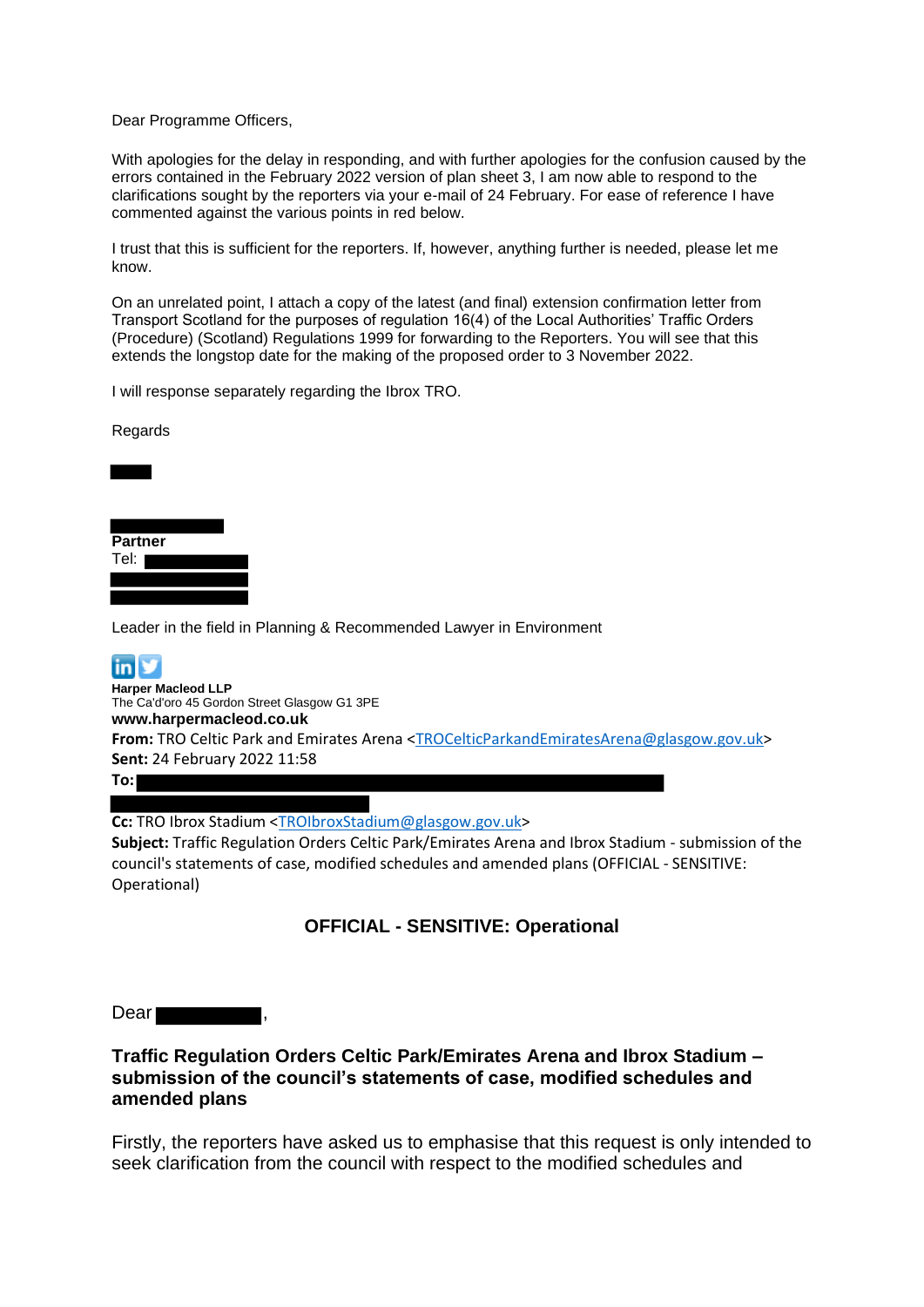Dear Programme Officers,

With apologies for the delay in responding, and with further apologies for the confusion caused by the errors contained in the February 2022 version of plan sheet 3, I am now able to respond to the clarifications sought by the reporters via your e-mail of 24 February. For ease of reference I have commented against the various points in red below.

I trust that this is sufficient for the reporters. If, however, anything further is needed, please let me know.

On an unrelated point, I attach a copy of the latest (and final) extension confirmation letter from Transport Scotland for the purposes of regulation 16(4) of the Local Authorities' Traffic Orders (Procedure) (Scotland) Regulations 1999 for forwarding to the Reporters. You will see that this extends the longstop date for the making of the proposed order to 3 November 2022.

I will response separately regarding the Ibrox TRO.

Regards

**Partner**
Tel:

Leader in the field in Planning & Recommended Lawyer in Environment

**Harper Macleod LLP**
The Ca'd'oro 45 Gordon Street Glasgow G1 3PE
**www.harpermacleod.co.uk**

**From:** TRO Celtic Park and Emirates Arena <TROCelticParkandEmiratesArena@glasgow.gov.uk>
**Sent:** 24 February 2022 11:58
**To:**
**Cc:** TRO Ibrox Stadium <TROIbroxStadium@glasgow.gov.uk>
**Subject:** Traffic Regulation Orders Celtic Park/Emirates Arena and Ibrox Stadium - submission of the council's statements of case, modified schedules and amended plans (OFFICIAL - SENSITIVE: Operational)

**OFFICIAL - SENSITIVE: Operational**

Dear ,

**Traffic Regulation Orders Celtic Park/Emirates Arena and Ibrox Stadium – submission of the council's statements of case, modified schedules and amended plans**

Firstly, the reporters have asked us to emphasise that this request is only intended to seek clarification from the council with respect to the modified schedules and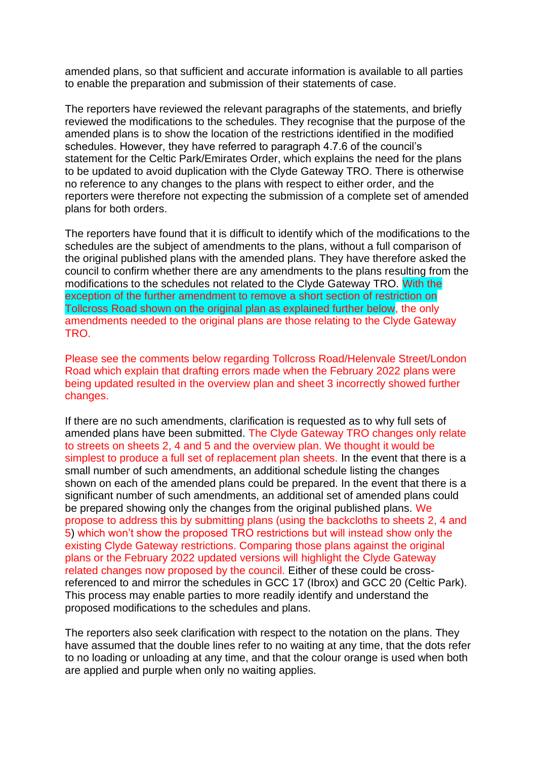amended plans, so that sufficient and accurate information is available to all parties to enable the preparation and submission of their statements of case.

The reporters have reviewed the relevant paragraphs of the statements, and briefly reviewed the modifications to the schedules. They recognise that the purpose of the amended plans is to show the location of the restrictions identified in the modified schedules. However, they have referred to paragraph 4.7.6 of the council's statement for the Celtic Park/Emirates Order, which explains the need for the plans to be updated to avoid duplication with the Clyde Gateway TRO. There is otherwise no reference to any changes to the plans with respect to either order, and the reporters were therefore not expecting the submission of a complete set of amended plans for both orders.

The reporters have found that it is difficult to identify which of the modifications to the schedules are the subject of amendments to the plans, without a full comparison of the original published plans with the amended plans. They have therefore asked the council to confirm whether there are any amendments to the plans resulting from the modifications to the schedules not related to the Clyde Gateway TRO. With the exception of the further amendment to remove a short section of restriction on Tollcross Road shown on the original plan as explained further below, the only amendments needed to the original plans are those relating to the Clyde Gateway TRO.

Please see the comments below regarding Tollcross Road/Helenvale Street/London Road which explain that drafting errors made when the February 2022 plans were being updated resulted in the overview plan and sheet 3 incorrectly showed further changes.

If there are no such amendments, clarification is requested as to why full sets of amended plans have been submitted. The Clyde Gateway TRO changes only relate to streets on sheets 2, 4 and 5 and the overview plan. We thought it would be simplest to produce a full set of replacement plan sheets. In the event that there is a small number of such amendments, an additional schedule listing the changes shown on each of the amended plans could be prepared. In the event that there is a significant number of such amendments, an additional set of amended plans could be prepared showing only the changes from the original published plans. We propose to address this by submitting plans (using the backcloths to sheets 2, 4 and 5) which won't show the proposed TRO restrictions but will instead show only the existing Clyde Gateway restrictions. Comparing those plans against the original plans or the February 2022 updated versions will highlight the Clyde Gateway related changes now proposed by the council. Either of these could be cross-referenced to and mirror the schedules in GCC 17 (Ibrox) and GCC 20 (Celtic Park). This process may enable parties to more readily identify and understand the proposed modifications to the schedules and plans.

The reporters also seek clarification with respect to the notation on the plans. They have assumed that the double lines refer to no waiting at any time, that the dots refer to no loading or unloading at any time, and that the colour orange is used when both are applied and purple when only no waiting applies.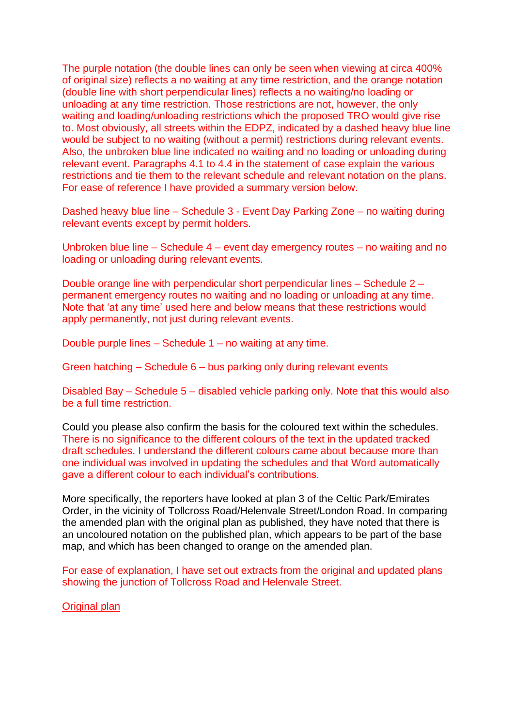The purple notation (the double lines can only be seen when viewing at circa 400% of original size) reflects a no waiting at any time restriction, and the orange notation (double line with short perpendicular lines) reflects a no waiting/no loading or unloading at any time restriction. Those restrictions are not, however, the only waiting and loading/unloading restrictions which the proposed TRO would give rise to. Most obviously, all streets within the EDPZ, indicated by a dashed heavy blue line would be subject to no waiting (without a permit) restrictions during relevant events. Also, the unbroken blue line indicated no waiting and no loading or unloading during relevant event. Paragraphs 4.1 to 4.4 in the statement of case explain the various restrictions and tie them to the relevant schedule and relevant notation on the plans. For ease of reference I have provided a summary version below.

Dashed heavy blue line – Schedule 3 - Event Day Parking Zone – no waiting during relevant events except by permit holders.

Unbroken blue line – Schedule 4 – event day emergency routes – no waiting and no loading or unloading during relevant events.

Double orange line with perpendicular short perpendicular lines – Schedule 2 – permanent emergency routes no waiting and no loading or unloading at any time. Note that 'at any time' used here and below means that these restrictions would apply permanently, not just during relevant events.

Double purple lines – Schedule 1 – no waiting at any time.

Green hatching – Schedule 6 – bus parking only during relevant events

Disabled Bay – Schedule 5 – disabled vehicle parking only. Note that this would also be a full time restriction.

Could you please also confirm the basis for the coloured text within the schedules. There is no significance to the different colours of the text in the updated tracked draft schedules. I understand the different colours came about because more than one individual was involved in updating the schedules and that Word automatically gave a different colour to each individual's contributions.

More specifically, the reporters have looked at plan 3 of the Celtic Park/Emirates Order, in the vicinity of Tollcross Road/Helenvale Street/London Road. In comparing the amended plan with the original plan as published, they have noted that there is an uncoloured notation on the published plan, which appears to be part of the base map, and which has been changed to orange on the amended plan.

For ease of explanation, I have set out extracts from the original and updated plans showing the junction of Tollcross Road and Helenvale Street.

Original plan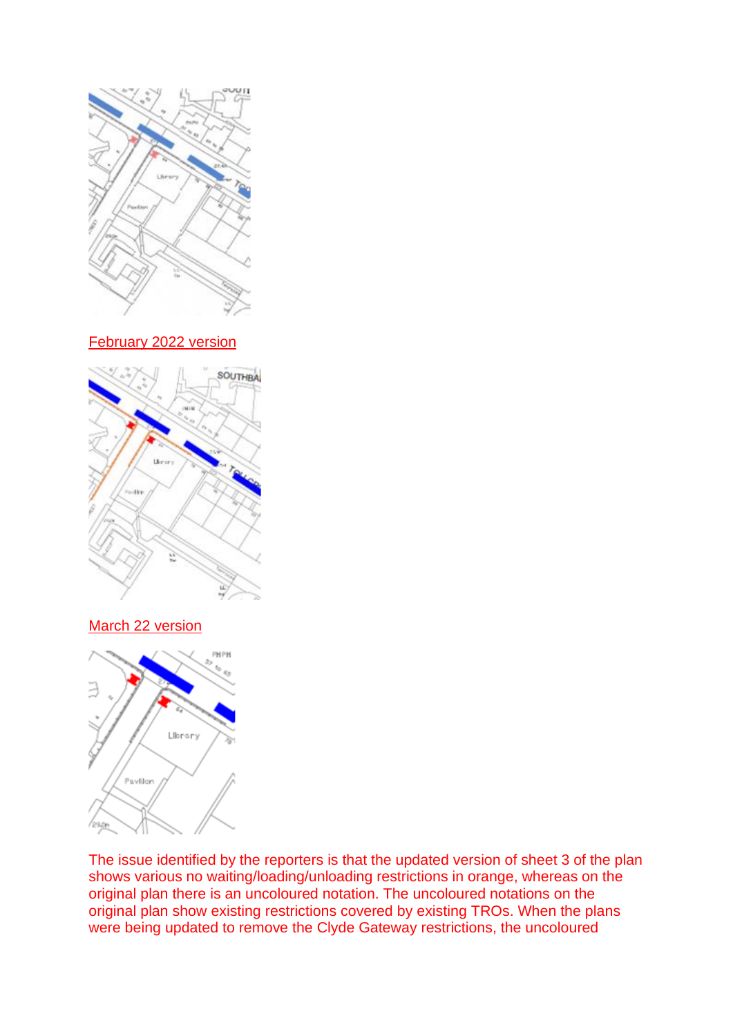February 2022 version

March 22 version

The issue identified by the reporters is that the updated version of sheet 3 of the plan shows various no waiting/loading/unloading restrictions in orange, whereas on the original plan there is an uncoloured notation. The uncoloured notations on the original plan show existing restrictions covered by existing TROs. When the plans were being updated to remove the Clyde Gateway restrictions, the uncoloured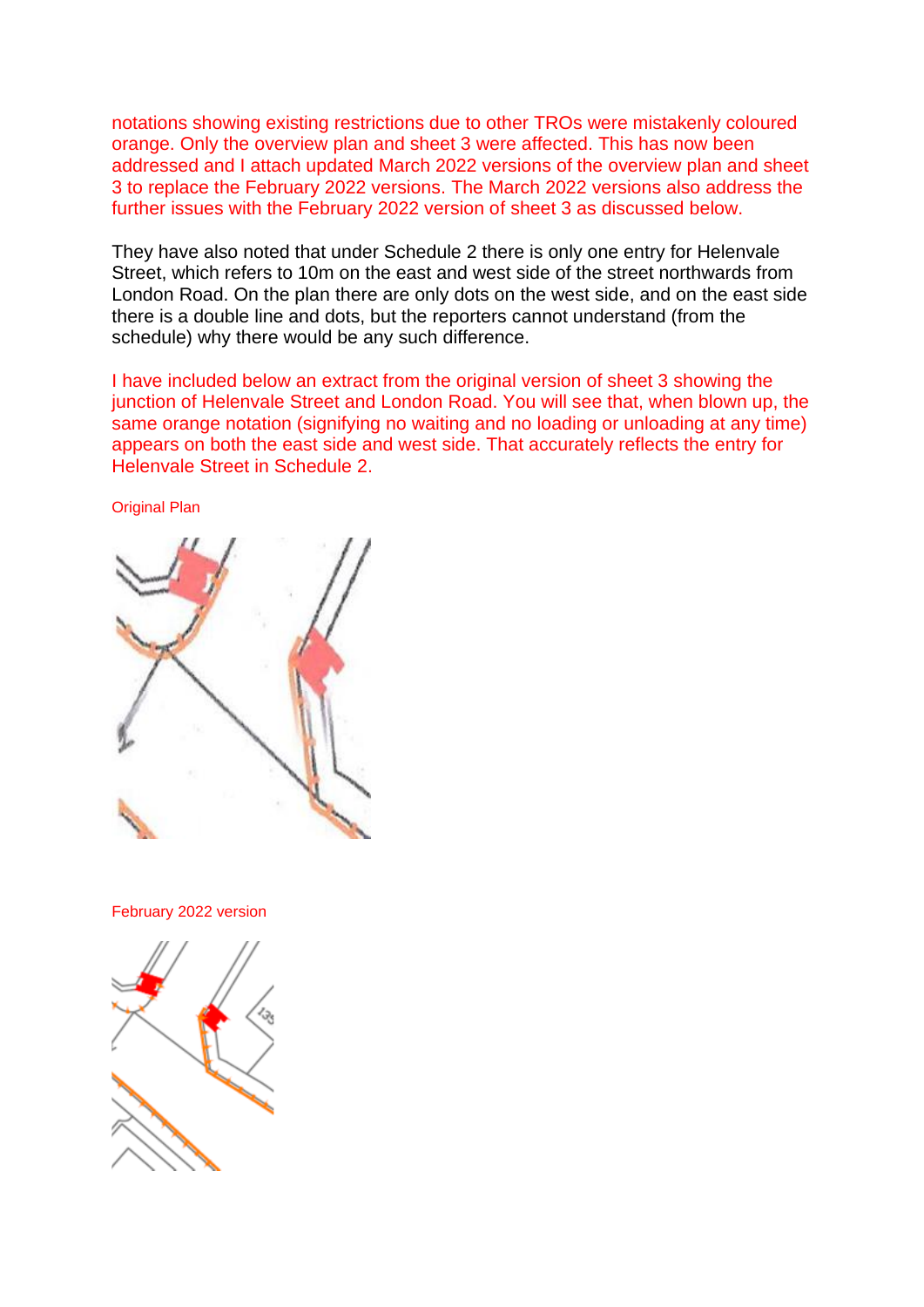notations showing existing restrictions due to other TROs were mistakenly coloured orange. Only the overview plan and sheet 3 were affected. This has now been addressed and I attach updated March 2022 versions of the overview plan and sheet 3 to replace the February 2022 versions. The March 2022 versions also address the further issues with the February 2022 version of sheet 3 as discussed below.

They have also noted that under Schedule 2 there is only one entry for Helenvale Street, which refers to 10m on the east and west side of the street northwards from London Road. On the plan there are only dots on the west side, and on the east side there is a double line and dots, but the reporters cannot understand (from the schedule) why there would be any such difference.

I have included below an extract from the original version of sheet 3 showing the junction of Helenvale Street and London Road. You will see that, when blown up, the same orange notation (signifying no waiting and no loading or unloading at any time) appears on both the east side and west side. That accurately reflects the entry for Helenvale Street in Schedule 2.

Original Plan

February 2022 version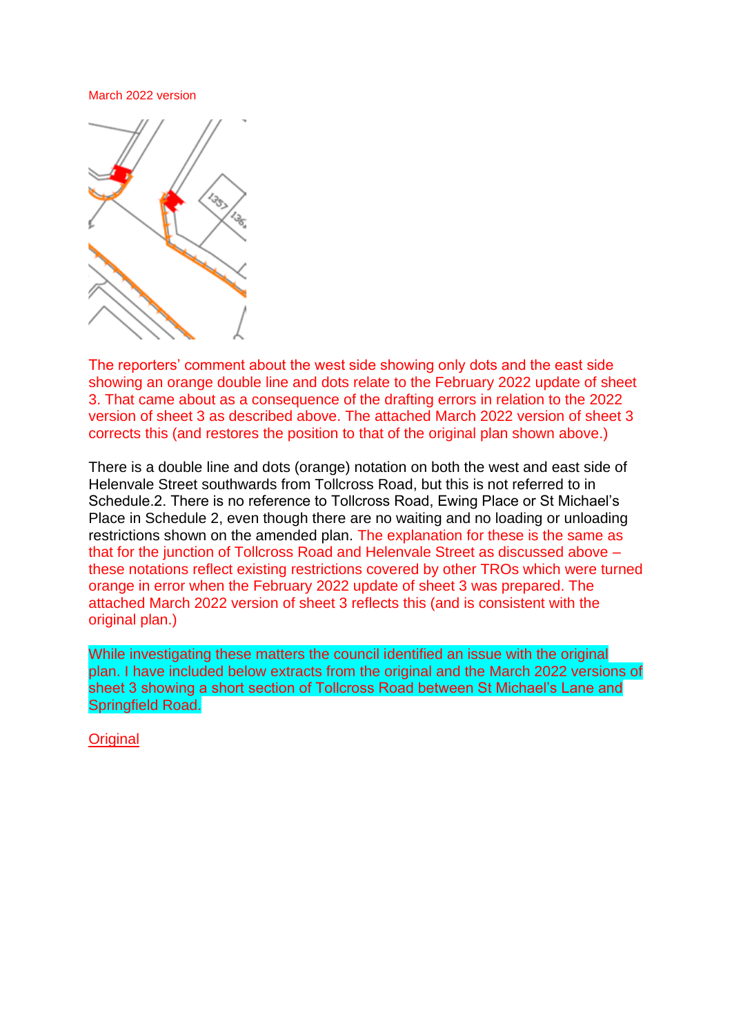March 2022 version

The reporters' comment about the west side showing only dots and the east side showing an orange double line and dots relate to the February 2022 update of sheet 3. That came about as a consequence of the drafting errors in relation to the 2022 version of sheet 3 as described above. The attached March 2022 version of sheet 3 corrects this (and restores the position to that of the original plan shown above.)

There is a double line and dots (orange) notation on both the west and east side of Helenvale Street southwards from Tollcross Road, but this is not referred to in Schedule.2. There is no reference to Tollcross Road, Ewing Place or St Michael's Place in Schedule 2, even though there are no waiting and no loading or unloading restrictions shown on the amended plan. The explanation for these is the same as that for the junction of Tollcross Road and Helenvale Street as discussed above – these notations reflect existing restrictions covered by other TROs which were turned orange in error when the February 2022 update of sheet 3 was prepared. The attached March 2022 version of sheet 3 reflects this (and is consistent with the original plan.)

While investigating these matters the council identified an issue with the original plan. I have included below extracts from the original and the March 2022 versions of sheet 3 showing a short section of Tollcross Road between St Michael's Lane and Springfield Road.

<u>Original</u>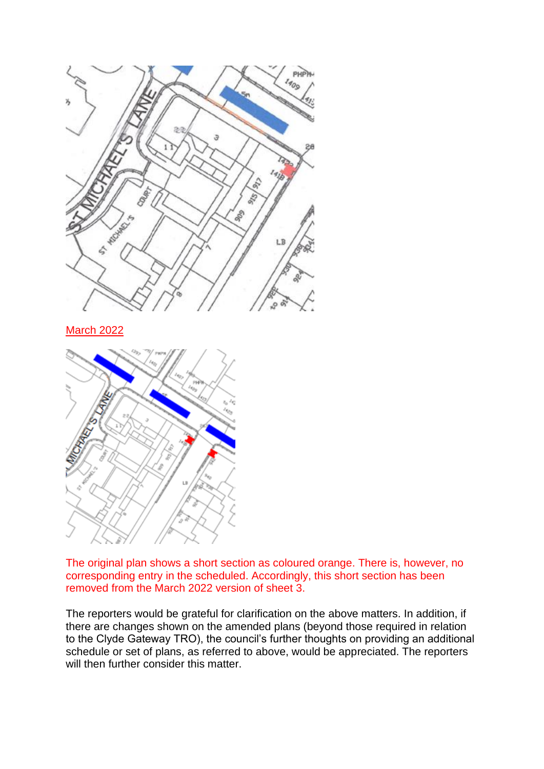March 2022

The original plan shows a short section as coloured orange. There is, however, no corresponding entry in the scheduled. Accordingly, this short section has been removed from the March 2022 version of sheet 3.

The reporters would be grateful for clarification on the above matters. In addition, if there are changes shown on the amended plans (beyond those required in relation to the Clyde Gateway TRO), the council's further thoughts on providing an additional schedule or set of plans, as referred to above, would be appreciated. The reporters will then further consider this matter.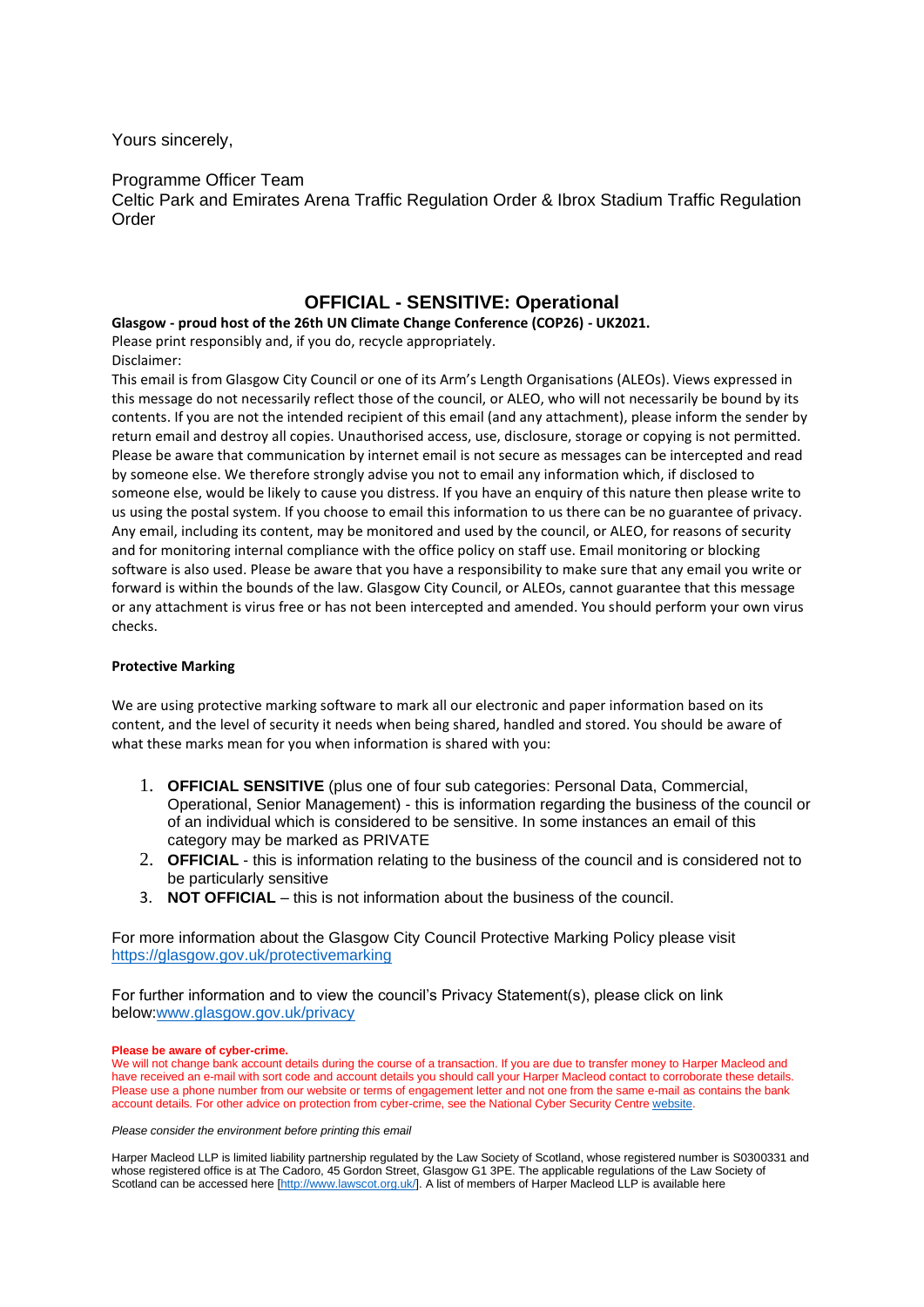Yours sincerely,

Programme Officer Team
Celtic Park and Emirates Arena Traffic Regulation Order & Ibrox Stadium Traffic Regulation Order

## OFFICIAL - SENSITIVE: Operational

**Glasgow - proud host of the 26th UN Climate Change Conference (COP26) - UK2021.**
Please print responsibly and, if you do, recycle appropriately.
Disclaimer:
This email is from Glasgow City Council or one of its Arm's Length Organisations (ALEOs). Views expressed in this message do not necessarily reflect those of the council, or ALEO, who will not necessarily be bound by its contents. If you are not the intended recipient of this email (and any attachment), please inform the sender by return email and destroy all copies. Unauthorised access, use, disclosure, storage or copying is not permitted. Please be aware that communication by internet email is not secure as messages can be intercepted and read by someone else. We therefore strongly advise you not to email any information which, if disclosed to someone else, would be likely to cause you distress. If you have an enquiry of this nature then please write to us using the postal system. If you choose to email this information to us there can be no guarantee of privacy. Any email, including its content, may be monitored and used by the council, or ALEO, for reasons of security and for monitoring internal compliance with the office policy on staff use. Email monitoring or blocking software is also used. Please be aware that you have a responsibility to make sure that any email you write or forward is within the bounds of the law. Glasgow City Council, or ALEOs, cannot guarantee that this message or any attachment is virus free or has not been intercepted and amended. You should perform your own virus checks.

**Protective Marking**

We are using protective marking software to mark all our electronic and paper information based on its content, and the level of security it needs when being shared, handled and stored. You should be aware of what these marks mean for you when information is shared with you:

1. **OFFICIAL SENSITIVE** (plus one of four sub categories: Personal Data, Commercial, Operational, Senior Management) - this is information regarding the business of the council or of an individual which is considered to be sensitive. In some instances an email of this category may be marked as PRIVATE
2. **OFFICIAL** - this is information relating to the business of the council and is considered not to be particularly sensitive
3. **NOT OFFICIAL** – this is not information about the business of the council.

For more information about the Glasgow City Council Protective Marking Policy please visit https://glasgow.gov.uk/protectivemarking

For further information and to view the council's Privacy Statement(s), please click on link below:www.glasgow.gov.uk/privacy

**Please be aware of cyber-crime.**
We will not change bank account details during the course of a transaction. If you are due to transfer money to Harper Macleod and have received an e-mail with sort code and account details you should call your Harper Macleod contact to corroborate these details. Please use a phone number from our website or terms of engagement letter and not one from the same e-mail as contains the bank account details. For other advice on protection from cyber-crime, see the National Cyber Security Centre website.

*Please consider the environment before printing this email*

Harper Macleod LLP is limited liability partnership regulated by the Law Society of Scotland, whose registered number is S0300331 and whose registered office is at The Cadoro, 45 Gordon Street, Glasgow G1 3PE. The applicable regulations of the Law Society of Scotland can be accessed here [http://www.lawscot.org.uk/]. A list of members of Harper Macleod LLP is available here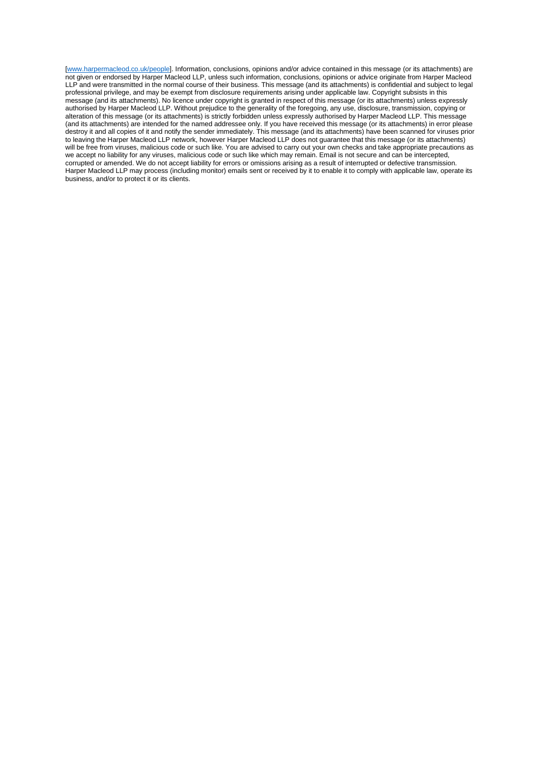[www.harpermacleod.co.uk/people]. Information, conclusions, opinions and/or advice contained in this message (or its attachments) are not given or endorsed by Harper Macleod LLP, unless such information, conclusions, opinions or advice originate from Harper Macleod LLP and were transmitted in the normal course of their business. This message (and its attachments) is confidential and subject to legal professional privilege, and may be exempt from disclosure requirements arising under applicable law. Copyright subsists in this message (and its attachments). No licence under copyright is granted in respect of this message (or its attachments) unless expressly authorised by Harper Macleod LLP. Without prejudice to the generality of the foregoing, any use, disclosure, transmission, copying or alteration of this message (or its attachments) is strictly forbidden unless expressly authorised by Harper Macleod LLP. This message (and its attachments) are intended for the named addressee only. If you have received this message (or its attachments) in error please destroy it and all copies of it and notify the sender immediately. This message (and its attachments) have been scanned for viruses prior to leaving the Harper Macleod LLP network, however Harper Macleod LLP does not guarantee that this message (or its attachments) will be free from viruses, malicious code or such like. You are advised to carry out your own checks and take appropriate precautions as we accept no liability for any viruses, malicious code or such like which may remain. Email is not secure and can be intercepted, corrupted or amended. We do not accept liability for errors or omissions arising as a result of interrupted or defective transmission. Harper Macleod LLP may process (including monitor) emails sent or received by it to enable it to comply with applicable law, operate its business, and/or to protect it or its clients.